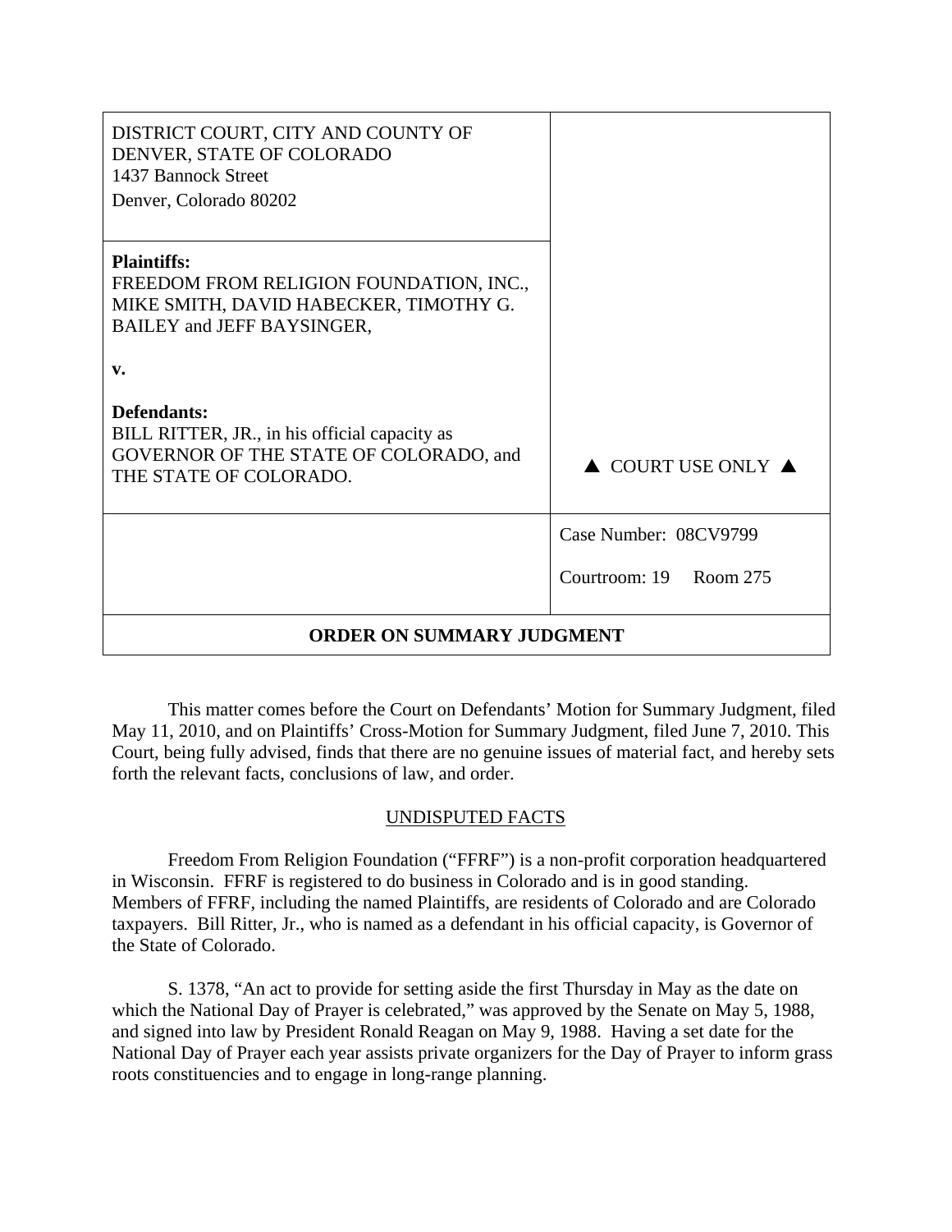| DISTRICT COURT, CITY AND COUNTY OF DENVER, STATE OF COLORADO<br>1437 Bannock Street<br>Denver, Colorado 80202 | |
|---|---|
| **Plaintiffs:**<br>FREEDOM FROM RELIGION FOUNDATION, INC., MIKE SMITH, DAVID HABECKER, TIMOTHY G. BAILEY and JEFF BAYSINGER,<br><br>**v.**<br><br>**Defendants:**<br>BILL RITTER, JR., in his official capacity as GOVERNOR OF THE STATE OF COLORADO, and THE STATE OF COLORADO. | ▲ COURT USE ONLY ▲ |
| | Case Number: 08CV9799<br><br>Courtroom: 19 Room 275 |

**ORDER ON SUMMARY JUDGMENT**

This matter comes before the Court on Defendants' Motion for Summary Judgment, filed May 11, 2010, and on Plaintiffs' Cross-Motion for Summary Judgment, filed June 7, 2010. This Court, being fully advised, finds that there are no genuine issues of material fact, and hereby sets forth the relevant facts, conclusions of law, and order.

## UNDISPUTED FACTS

Freedom From Religion Foundation ("FFRF") is a non-profit corporation headquartered in Wisconsin. FFRF is registered to do business in Colorado and is in good standing. Members of FFRF, including the named Plaintiffs, are residents of Colorado and are Colorado taxpayers. Bill Ritter, Jr., who is named as a defendant in his official capacity, is Governor of the State of Colorado.

S. 1378, "An act to provide for setting aside the first Thursday in May as the date on which the National Day of Prayer is celebrated," was approved by the Senate on May 5, 1988, and signed into law by President Ronald Reagan on May 9, 1988. Having a set date for the National Day of Prayer each year assists private organizers for the Day of Prayer to inform grass roots constituencies and to engage in long-range planning.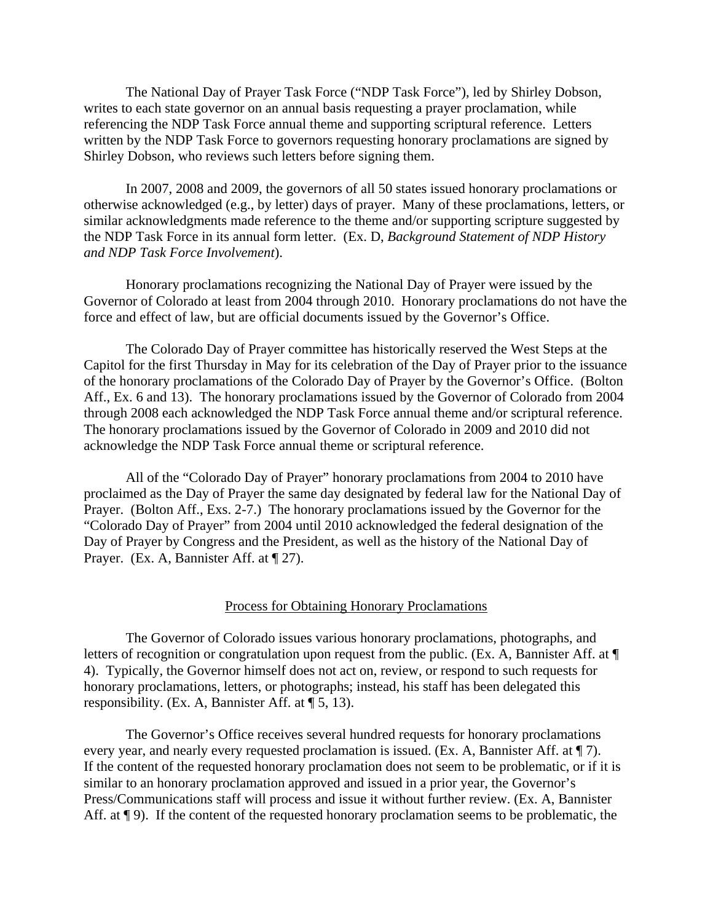The National Day of Prayer Task Force ("NDP Task Force"), led by Shirley Dobson, writes to each state governor on an annual basis requesting a prayer proclamation, while referencing the NDP Task Force annual theme and supporting scriptural reference. Letters written by the NDP Task Force to governors requesting honorary proclamations are signed by Shirley Dobson, who reviews such letters before signing them.

In 2007, 2008 and 2009, the governors of all 50 states issued honorary proclamations or otherwise acknowledged (e.g., by letter) days of prayer. Many of these proclamations, letters, or similar acknowledgments made reference to the theme and/or supporting scripture suggested by the NDP Task Force in its annual form letter. (Ex. D, *Background Statement of NDP History and NDP Task Force Involvement*).

Honorary proclamations recognizing the National Day of Prayer were issued by the Governor of Colorado at least from 2004 through 2010. Honorary proclamations do not have the force and effect of law, but are official documents issued by the Governor's Office.

The Colorado Day of Prayer committee has historically reserved the West Steps at the Capitol for the first Thursday in May for its celebration of the Day of Prayer prior to the issuance of the honorary proclamations of the Colorado Day of Prayer by the Governor's Office. (Bolton Aff., Ex. 6 and 13). The honorary proclamations issued by the Governor of Colorado from 2004 through 2008 each acknowledged the NDP Task Force annual theme and/or scriptural reference. The honorary proclamations issued by the Governor of Colorado in 2009 and 2010 did not acknowledge the NDP Task Force annual theme or scriptural reference.

All of the "Colorado Day of Prayer" honorary proclamations from 2004 to 2010 have proclaimed as the Day of Prayer the same day designated by federal law for the National Day of Prayer. (Bolton Aff., Exs. 2-7.) The honorary proclamations issued by the Governor for the "Colorado Day of Prayer" from 2004 until 2010 acknowledged the federal designation of the Day of Prayer by Congress and the President, as well as the history of the National Day of Prayer. (Ex. A, Bannister Aff. at ¶ 27).

<u>Process for Obtaining Honorary Proclamations</u>

The Governor of Colorado issues various honorary proclamations, photographs, and letters of recognition or congratulation upon request from the public. (Ex. A, Bannister Aff. at ¶ 4). Typically, the Governor himself does not act on, review, or respond to such requests for honorary proclamations, letters, or photographs; instead, his staff has been delegated this responsibility. (Ex. A, Bannister Aff. at ¶ 5, 13).

The Governor's Office receives several hundred requests for honorary proclamations every year, and nearly every requested proclamation is issued. (Ex. A, Bannister Aff. at ¶ 7). If the content of the requested honorary proclamation does not seem to be problematic, or if it is similar to an honorary proclamation approved and issued in a prior year, the Governor's Press/Communications staff will process and issue it without further review. (Ex. A, Bannister Aff. at ¶ 9). If the content of the requested honorary proclamation seems to be problematic, the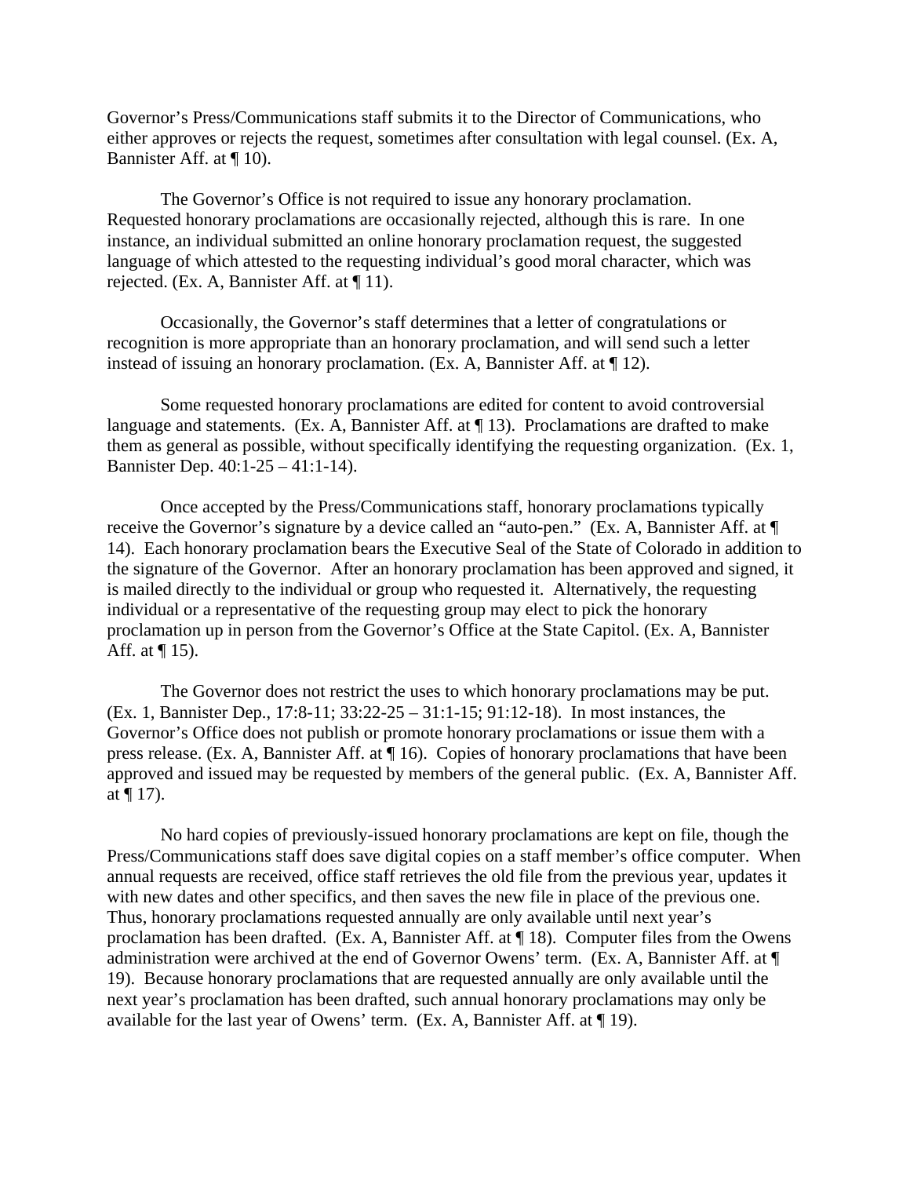Governor's Press/Communications staff submits it to the Director of Communications, who either approves or rejects the request, sometimes after consultation with legal counsel. (Ex. A, Bannister Aff. at ¶ 10).

The Governor's Office is not required to issue any honorary proclamation. Requested honorary proclamations are occasionally rejected, although this is rare. In one instance, an individual submitted an online honorary proclamation request, the suggested language of which attested to the requesting individual's good moral character, which was rejected. (Ex. A, Bannister Aff. at ¶ 11).

Occasionally, the Governor's staff determines that a letter of congratulations or recognition is more appropriate than an honorary proclamation, and will send such a letter instead of issuing an honorary proclamation. (Ex. A, Bannister Aff. at ¶ 12).

Some requested honorary proclamations are edited for content to avoid controversial language and statements. (Ex. A, Bannister Aff. at ¶ 13). Proclamations are drafted to make them as general as possible, without specifically identifying the requesting organization. (Ex. 1, Bannister Dep. 40:1-25 – 41:1-14).

Once accepted by the Press/Communications staff, honorary proclamations typically receive the Governor's signature by a device called an "auto-pen." (Ex. A, Bannister Aff. at ¶ 14). Each honorary proclamation bears the Executive Seal of the State of Colorado in addition to the signature of the Governor. After an honorary proclamation has been approved and signed, it is mailed directly to the individual or group who requested it. Alternatively, the requesting individual or a representative of the requesting group may elect to pick the honorary proclamation up in person from the Governor's Office at the State Capitol. (Ex. A, Bannister Aff. at ¶ 15).

The Governor does not restrict the uses to which honorary proclamations may be put. (Ex. 1, Bannister Dep., 17:8-11; 33:22-25 – 31:1-15; 91:12-18). In most instances, the Governor's Office does not publish or promote honorary proclamations or issue them with a press release. (Ex. A, Bannister Aff. at ¶ 16). Copies of honorary proclamations that have been approved and issued may be requested by members of the general public. (Ex. A, Bannister Aff. at ¶ 17).

No hard copies of previously-issued honorary proclamations are kept on file, though the Press/Communications staff does save digital copies on a staff member's office computer. When annual requests are received, office staff retrieves the old file from the previous year, updates it with new dates and other specifics, and then saves the new file in place of the previous one. Thus, honorary proclamations requested annually are only available until next year's proclamation has been drafted. (Ex. A, Bannister Aff. at ¶ 18). Computer files from the Owens administration were archived at the end of Governor Owens' term. (Ex. A, Bannister Aff. at ¶ 19). Because honorary proclamations that are requested annually are only available until the next year's proclamation has been drafted, such annual honorary proclamations may only be available for the last year of Owens' term. (Ex. A, Bannister Aff. at ¶ 19).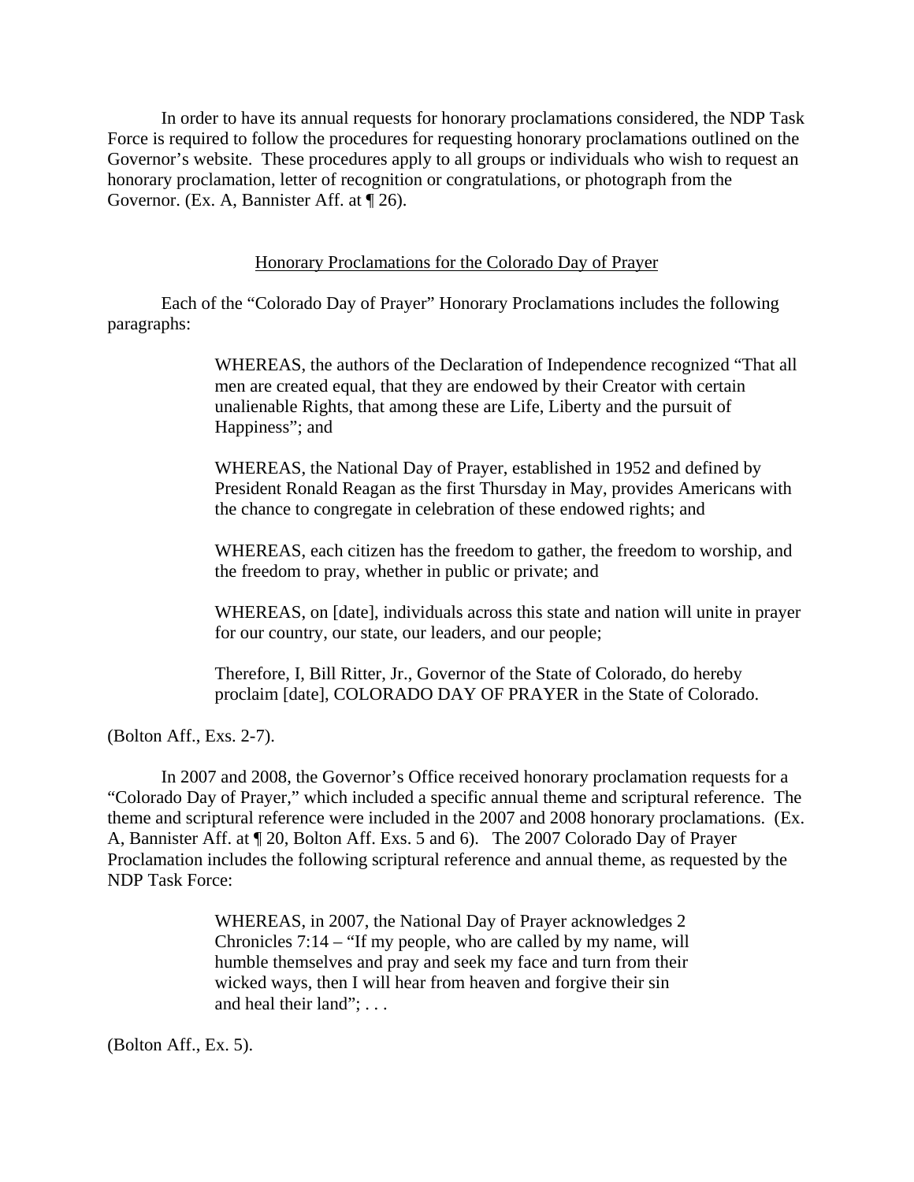In order to have its annual requests for honorary proclamations considered, the NDP Task Force is required to follow the procedures for requesting honorary proclamations outlined on the Governor's website. These procedures apply to all groups or individuals who wish to request an honorary proclamation, letter of recognition or congratulations, or photograph from the Governor. (Ex. A, Bannister Aff. at ¶ 26).

<u>Honorary Proclamations for the Colorado Day of Prayer</u>

Each of the "Colorado Day of Prayer" Honorary Proclamations includes the following paragraphs:

> WHEREAS, the authors of the Declaration of Independence recognized "That all men are created equal, that they are endowed by their Creator with certain unalienable Rights, that among these are Life, Liberty and the pursuit of Happiness"; and
>
> WHEREAS, the National Day of Prayer, established in 1952 and defined by President Ronald Reagan as the first Thursday in May, provides Americans with the chance to congregate in celebration of these endowed rights; and
>
> WHEREAS, each citizen has the freedom to gather, the freedom to worship, and the freedom to pray, whether in public or private; and
>
> WHEREAS, on [date], individuals across this state and nation will unite in prayer for our country, our state, our leaders, and our people;
>
> Therefore, I, Bill Ritter, Jr., Governor of the State of Colorado, do hereby proclaim [date], COLORADO DAY OF PRAYER in the State of Colorado.

(Bolton Aff., Exs. 2-7).

In 2007 and 2008, the Governor's Office received honorary proclamation requests for a "Colorado Day of Prayer," which included a specific annual theme and scriptural reference. The theme and scriptural reference were included in the 2007 and 2008 honorary proclamations. (Ex. A, Bannister Aff. at ¶ 20, Bolton Aff. Exs. 5 and 6). The 2007 Colorado Day of Prayer Proclamation includes the following scriptural reference and annual theme, as requested by the NDP Task Force:

> WHEREAS, in 2007, the National Day of Prayer acknowledges 2 Chronicles 7:14 – "If my people, who are called by my name, will humble themselves and pray and seek my face and turn from their wicked ways, then I will hear from heaven and forgive their sin and heal their land"; . . .

(Bolton Aff., Ex. 5).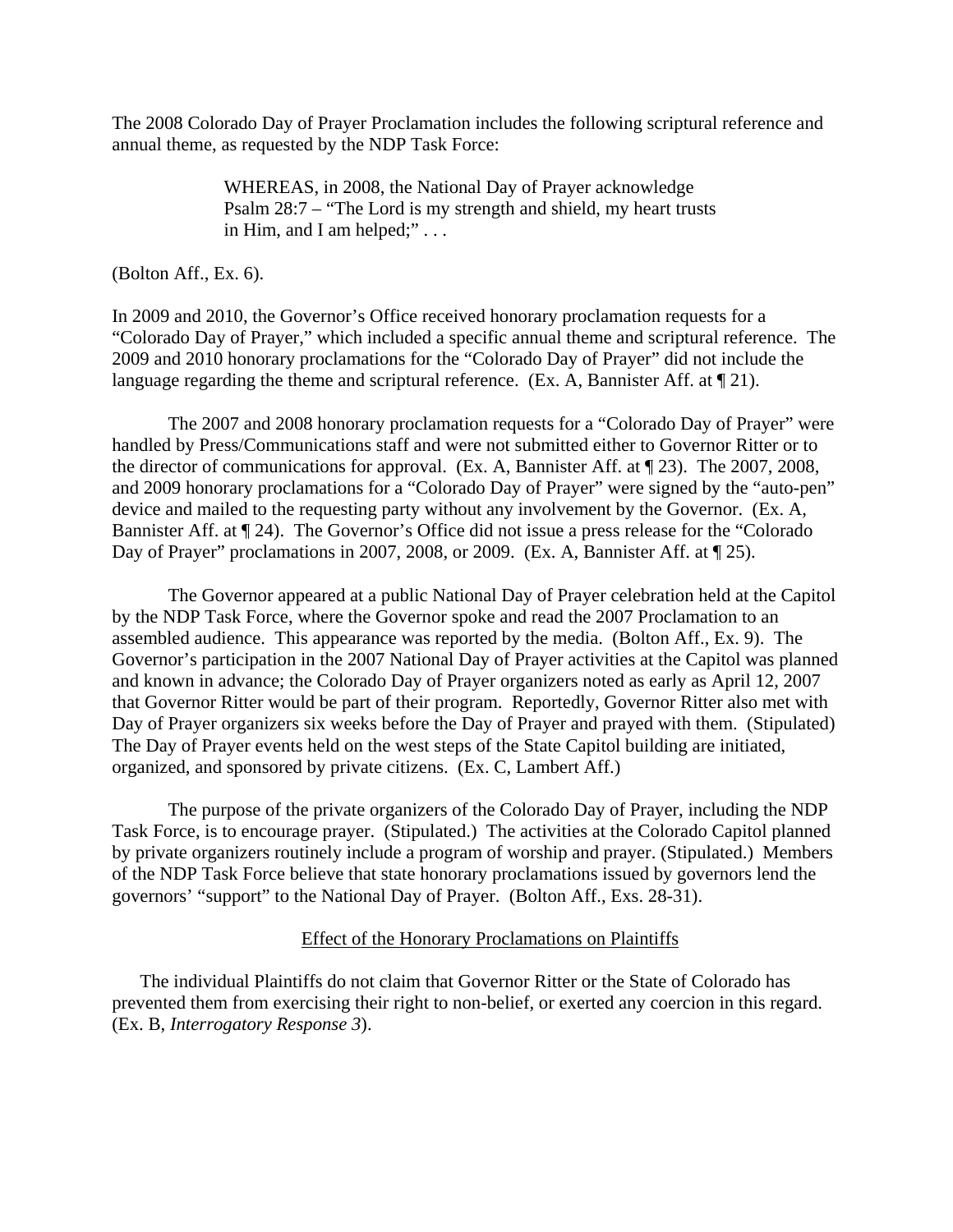The 2008 Colorado Day of Prayer Proclamation includes the following scriptural reference and annual theme, as requested by the NDP Task Force:

> WHEREAS, in 2008, the National Day of Prayer acknowledge Psalm 28:7 – "The Lord is my strength and shield, my heart trusts in Him, and I am helped;" . . .

(Bolton Aff., Ex. 6).

In 2009 and 2010, the Governor's Office received honorary proclamation requests for a "Colorado Day of Prayer," which included a specific annual theme and scriptural reference. The 2009 and 2010 honorary proclamations for the "Colorado Day of Prayer" did not include the language regarding the theme and scriptural reference. (Ex. A, Bannister Aff. at ¶ 21).

The 2007 and 2008 honorary proclamation requests for a "Colorado Day of Prayer" were handled by Press/Communications staff and were not submitted either to Governor Ritter or to the director of communications for approval. (Ex. A, Bannister Aff. at ¶ 23). The 2007, 2008, and 2009 honorary proclamations for a "Colorado Day of Prayer" were signed by the "auto-pen" device and mailed to the requesting party without any involvement by the Governor. (Ex. A, Bannister Aff. at ¶ 24). The Governor's Office did not issue a press release for the "Colorado Day of Prayer" proclamations in 2007, 2008, or 2009. (Ex. A, Bannister Aff. at ¶ 25).

The Governor appeared at a public National Day of Prayer celebration held at the Capitol by the NDP Task Force, where the Governor spoke and read the 2007 Proclamation to an assembled audience. This appearance was reported by the media. (Bolton Aff., Ex. 9). The Governor's participation in the 2007 National Day of Prayer activities at the Capitol was planned and known in advance; the Colorado Day of Prayer organizers noted as early as April 12, 2007 that Governor Ritter would be part of their program. Reportedly, Governor Ritter also met with Day of Prayer organizers six weeks before the Day of Prayer and prayed with them. (Stipulated) The Day of Prayer events held on the west steps of the State Capitol building are initiated, organized, and sponsored by private citizens. (Ex. C, Lambert Aff.)

The purpose of the private organizers of the Colorado Day of Prayer, including the NDP Task Force, is to encourage prayer. (Stipulated.) The activities at the Colorado Capitol planned by private organizers routinely include a program of worship and prayer. (Stipulated.) Members of the NDP Task Force believe that state honorary proclamations issued by governors lend the governors' "support" to the National Day of Prayer. (Bolton Aff., Exs. 28-31).

## Effect of the Honorary Proclamations on Plaintiffs

The individual Plaintiffs do not claim that Governor Ritter or the State of Colorado has prevented them from exercising their right to non-belief, or exerted any coercion in this regard. (Ex. B, *Interrogatory Response 3*).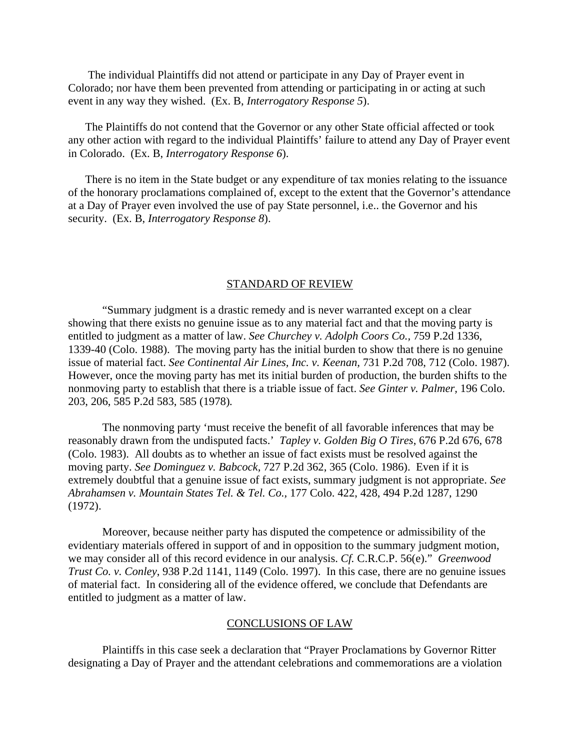The individual Plaintiffs did not attend or participate in any Day of Prayer event in Colorado; nor have them been prevented from attending or participating in or acting at such event in any way they wished. (Ex. B, *Interrogatory Response 5*).

The Plaintiffs do not contend that the Governor or any other State official affected or took any other action with regard to the individual Plaintiffs' failure to attend any Day of Prayer event in Colorado. (Ex. B, *Interrogatory Response 6*).

There is no item in the State budget or any expenditure of tax monies relating to the issuance of the honorary proclamations complained of, except to the extent that the Governor's attendance at a Day of Prayer even involved the use of pay State personnel, i.e.. the Governor and his security. (Ex. B, *Interrogatory Response 8*).

## STANDARD OF REVIEW

"Summary judgment is a drastic remedy and is never warranted except on a clear showing that there exists no genuine issue as to any material fact and that the moving party is entitled to judgment as a matter of law. *See Churchey v. Adolph Coors Co.*, 759 P.2d 1336, 1339-40 (Colo. 1988). The moving party has the initial burden to show that there is no genuine issue of material fact. *See Continental Air Lines, Inc. v. Keenan*, 731 P.2d 708, 712 (Colo. 1987). However, once the moving party has met its initial burden of production, the burden shifts to the nonmoving party to establish that there is a triable issue of fact. *See Ginter v. Palmer*, 196 Colo. 203, 206, 585 P.2d 583, 585 (1978).

The nonmoving party 'must receive the benefit of all favorable inferences that may be reasonably drawn from the undisputed facts.' *Tapley v. Golden Big O Tires*, 676 P.2d 676, 678 (Colo. 1983). All doubts as to whether an issue of fact exists must be resolved against the moving party. *See Dominguez v. Babcock*, 727 P.2d 362, 365 (Colo. 1986). Even if it is extremely doubtful that a genuine issue of fact exists, summary judgment is not appropriate. *See Abrahamsen v. Mountain States Tel. & Tel. Co.*, 177 Colo. 422, 428, 494 P.2d 1287, 1290 (1972).

Moreover, because neither party has disputed the competence or admissibility of the evidentiary materials offered in support of and in opposition to the summary judgment motion, we may consider all of this record evidence in our analysis. *Cf.* C.R.C.P. 56(e)." *Greenwood Trust Co. v. Conley*, 938 P.2d 1141, 1149 (Colo. 1997). In this case, there are no genuine issues of material fact. In considering all of the evidence offered, we conclude that Defendants are entitled to judgment as a matter of law.

## CONCLUSIONS OF LAW

Plaintiffs in this case seek a declaration that "Prayer Proclamations by Governor Ritter designating a Day of Prayer and the attendant celebrations and commemorations are a violation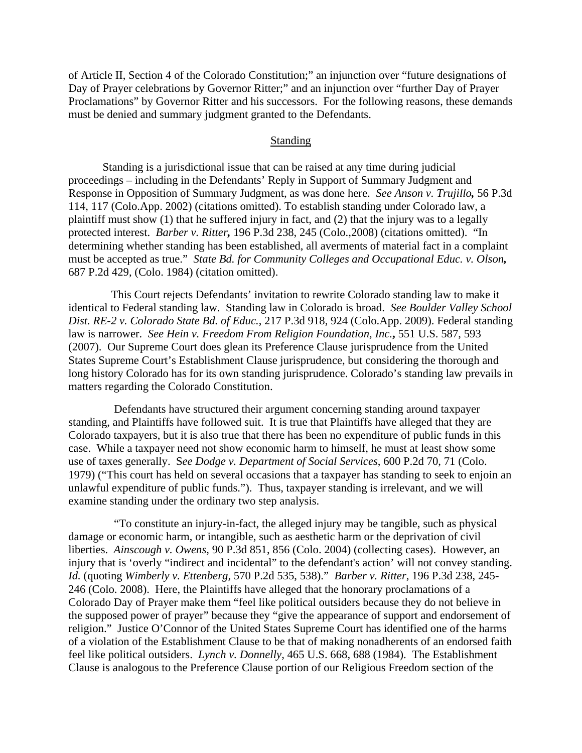of Article II, Section 4 of the Colorado Constitution;" an injunction over "future designations of Day of Prayer celebrations by Governor Ritter;" and an injunction over "further Day of Prayer Proclamations" by Governor Ritter and his successors. For the following reasons, these demands must be denied and summary judgment granted to the Defendants.

## Standing

Standing is a jurisdictional issue that can be raised at any time during judicial proceedings – including in the Defendants' Reply in Support of Summary Judgment and Response in Opposition of Summary Judgment, as was done here. *See Anson v. Trujillo,* 56 P.3d 114, 117 (Colo.App. 2002) (citations omitted). To establish standing under Colorado law, a plaintiff must show (1) that he suffered injury in fact, and (2) that the injury was to a legally protected interest. *Barber v. Ritter,* 196 P.3d 238, 245 (Colo.,2008) (citations omitted). "In determining whether standing has been established, all averments of material fact in a complaint must be accepted as true." *State Bd. for Community Colleges and Occupational Educ. v. Olson,* 687 P.2d 429, (Colo. 1984) (citation omitted).

This Court rejects Defendants' invitation to rewrite Colorado standing law to make it identical to Federal standing law. Standing law in Colorado is broad. *See Boulder Valley School Dist. RE-2 v. Colorado State Bd. of Educ.*, 217 P.3d 918, 924 (Colo.App. 2009). Federal standing law is narrower. *See Hein v. Freedom From Religion Foundation, Inc.*, 551 U.S. 587, 593 (2007). Our Supreme Court does glean its Preference Clause jurisprudence from the United States Supreme Court's Establishment Clause jurisprudence, but considering the thorough and long history Colorado has for its own standing jurisprudence. Colorado's standing law prevails in matters regarding the Colorado Constitution.

Defendants have structured their argument concerning standing around taxpayer standing, and Plaintiffs have followed suit. It is true that Plaintiffs have alleged that they are Colorado taxpayers, but it is also true that there has been no expenditure of public funds in this case. While a taxpayer need not show economic harm to himself, he must at least show some use of taxes generally. S*ee Dodge v. Department of Social Services*, 600 P.2d 70, 71 (Colo. 1979) ("This court has held on several occasions that a taxpayer has standing to seek to enjoin an unlawful expenditure of public funds."). Thus, taxpayer standing is irrelevant, and we will examine standing under the ordinary two step analysis.

"To constitute an injury-in-fact, the alleged injury may be tangible, such as physical damage or economic harm, or intangible, such as aesthetic harm or the deprivation of civil liberties. *Ainscough v. Owens*, 90 P.3d 851, 856 (Colo. 2004) (collecting cases). However, an injury that is 'overly "indirect and incidental" to the defendant's action' will not convey standing. *Id.* (quoting *Wimberly v. Ettenberg*, 570 P.2d 535, 538)." *Barber v. Ritter*, 196 P.3d 238, 245-246 (Colo. 2008). Here, the Plaintiffs have alleged that the honorary proclamations of a Colorado Day of Prayer make them "feel like political outsiders because they do not believe in the supposed power of prayer" because they "give the appearance of support and endorsement of religion." Justice O'Connor of the United States Supreme Court has identified one of the harms of a violation of the Establishment Clause to be that of making nonadherents of an endorsed faith feel like political outsiders. *Lynch v. Donnelly*, 465 U.S. 668, 688 (1984). The Establishment Clause is analogous to the Preference Clause portion of our Religious Freedom section of the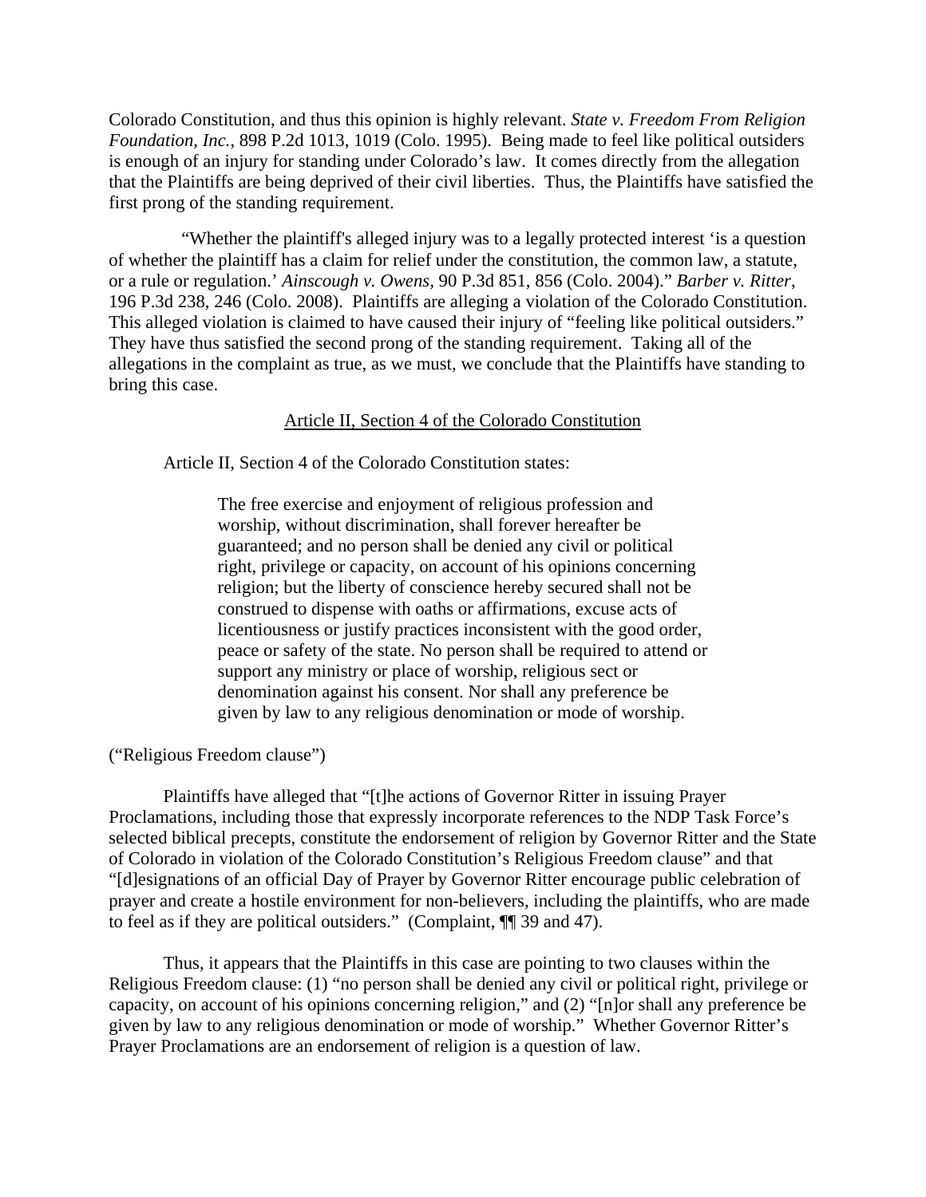Colorado Constitution, and thus this opinion is highly relevant. *State v. Freedom From Religion Foundation, Inc.*, 898 P.2d 1013, 1019 (Colo. 1995). Being made to feel like political outsiders is enough of an injury for standing under Colorado's law. It comes directly from the allegation that the Plaintiffs are being deprived of their civil liberties. Thus, the Plaintiffs have satisfied the first prong of the standing requirement.

"Whether the plaintiff's alleged injury was to a legally protected interest 'is a question of whether the plaintiff has a claim for relief under the constitution, the common law, a statute, or a rule or regulation.' *Ainscough v. Owens*, 90 P.3d 851, 856 (Colo. 2004)." *Barber v. Ritter*, 196 P.3d 238, 246 (Colo. 2008). Plaintiffs are alleging a violation of the Colorado Constitution. This alleged violation is claimed to have caused their injury of "feeling like political outsiders." They have thus satisfied the second prong of the standing requirement. Taking all of the allegations in the complaint as true, as we must, we conclude that the Plaintiffs have standing to bring this case.

<u>Article II, Section 4 of the Colorado Constitution</u>

Article II, Section 4 of the Colorado Constitution states:

> The free exercise and enjoyment of religious profession and worship, without discrimination, shall forever hereafter be guaranteed; and no person shall be denied any civil or political right, privilege or capacity, on account of his opinions concerning religion; but the liberty of conscience hereby secured shall not be construed to dispense with oaths or affirmations, excuse acts of licentiousness or justify practices inconsistent with the good order, peace or safety of the state. No person shall be required to attend or support any ministry or place of worship, religious sect or denomination against his consent. Nor shall any preference be given by law to any religious denomination or mode of worship.

("Religious Freedom clause")

Plaintiffs have alleged that "[t]he actions of Governor Ritter in issuing Prayer Proclamations, including those that expressly incorporate references to the NDP Task Force's selected biblical precepts, constitute the endorsement of religion by Governor Ritter and the State of Colorado in violation of the Colorado Constitution's Religious Freedom clause" and that "[d]esignations of an official Day of Prayer by Governor Ritter encourage public celebration of prayer and create a hostile environment for non-believers, including the plaintiffs, who are made to feel as if they are political outsiders." (Complaint, ¶¶ 39 and 47).

Thus, it appears that the Plaintiffs in this case are pointing to two clauses within the Religious Freedom clause: (1) "no person shall be denied any civil or political right, privilege or capacity, on account of his opinions concerning religion," and (2) "[n]or shall any preference be given by law to any religious denomination or mode of worship." Whether Governor Ritter's Prayer Proclamations are an endorsement of religion is a question of law.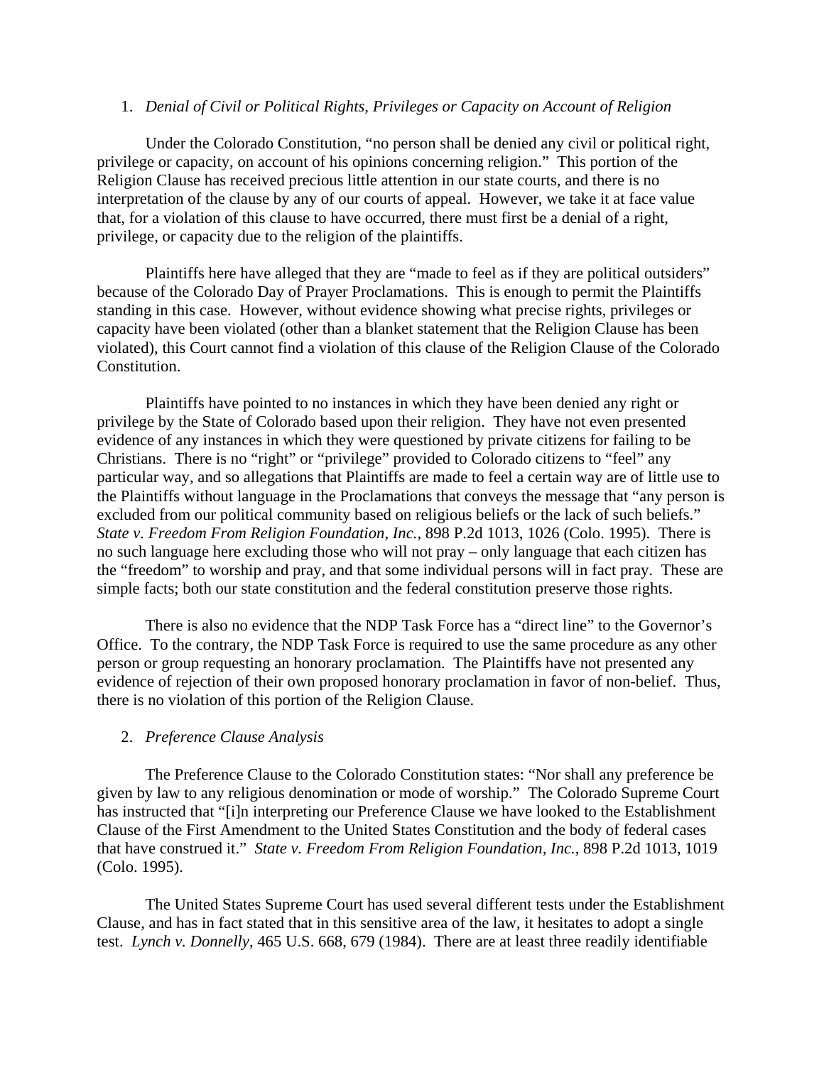1. *Denial of Civil or Political Rights, Privileges or Capacity on Account of Religion*

Under the Colorado Constitution, "no person shall be denied any civil or political right, privilege or capacity, on account of his opinions concerning religion." This portion of the Religion Clause has received precious little attention in our state courts, and there is no interpretation of the clause by any of our courts of appeal. However, we take it at face value that, for a violation of this clause to have occurred, there must first be a denial of a right, privilege, or capacity due to the religion of the plaintiffs.

Plaintiffs here have alleged that they are "made to feel as if they are political outsiders" because of the Colorado Day of Prayer Proclamations. This is enough to permit the Plaintiffs standing in this case. However, without evidence showing what precise rights, privileges or capacity have been violated (other than a blanket statement that the Religion Clause has been violated), this Court cannot find a violation of this clause of the Religion Clause of the Colorado Constitution.

Plaintiffs have pointed to no instances in which they have been denied any right or privilege by the State of Colorado based upon their religion. They have not even presented evidence of any instances in which they were questioned by private citizens for failing to be Christians. There is no "right" or "privilege" provided to Colorado citizens to "feel" any particular way, and so allegations that Plaintiffs are made to feel a certain way are of little use to the Plaintiffs without language in the Proclamations that conveys the message that "any person is excluded from our political community based on religious beliefs or the lack of such beliefs." *State v. Freedom From Religion Foundation, Inc.,* 898 P.2d 1013, 1026 (Colo. 1995). There is no such language here excluding those who will not pray – only language that each citizen has the "freedom" to worship and pray, and that some individual persons will in fact pray. These are simple facts; both our state constitution and the federal constitution preserve those rights.

There is also no evidence that the NDP Task Force has a "direct line" to the Governor's Office. To the contrary, the NDP Task Force is required to use the same procedure as any other person or group requesting an honorary proclamation. The Plaintiffs have not presented any evidence of rejection of their own proposed honorary proclamation in favor of non-belief. Thus, there is no violation of this portion of the Religion Clause.

2. *Preference Clause Analysis*

The Preference Clause to the Colorado Constitution states: "Nor shall any preference be given by law to any religious denomination or mode of worship." The Colorado Supreme Court has instructed that "[i]n interpreting our Preference Clause we have looked to the Establishment Clause of the First Amendment to the United States Constitution and the body of federal cases that have construed it." *State v. Freedom From Religion Foundation, Inc.,* 898 P.2d 1013, 1019 (Colo. 1995).

The United States Supreme Court has used several different tests under the Establishment Clause, and has in fact stated that in this sensitive area of the law, it hesitates to adopt a single test. *Lynch v. Donnelly*, 465 U.S. 668, 679 (1984). There are at least three readily identifiable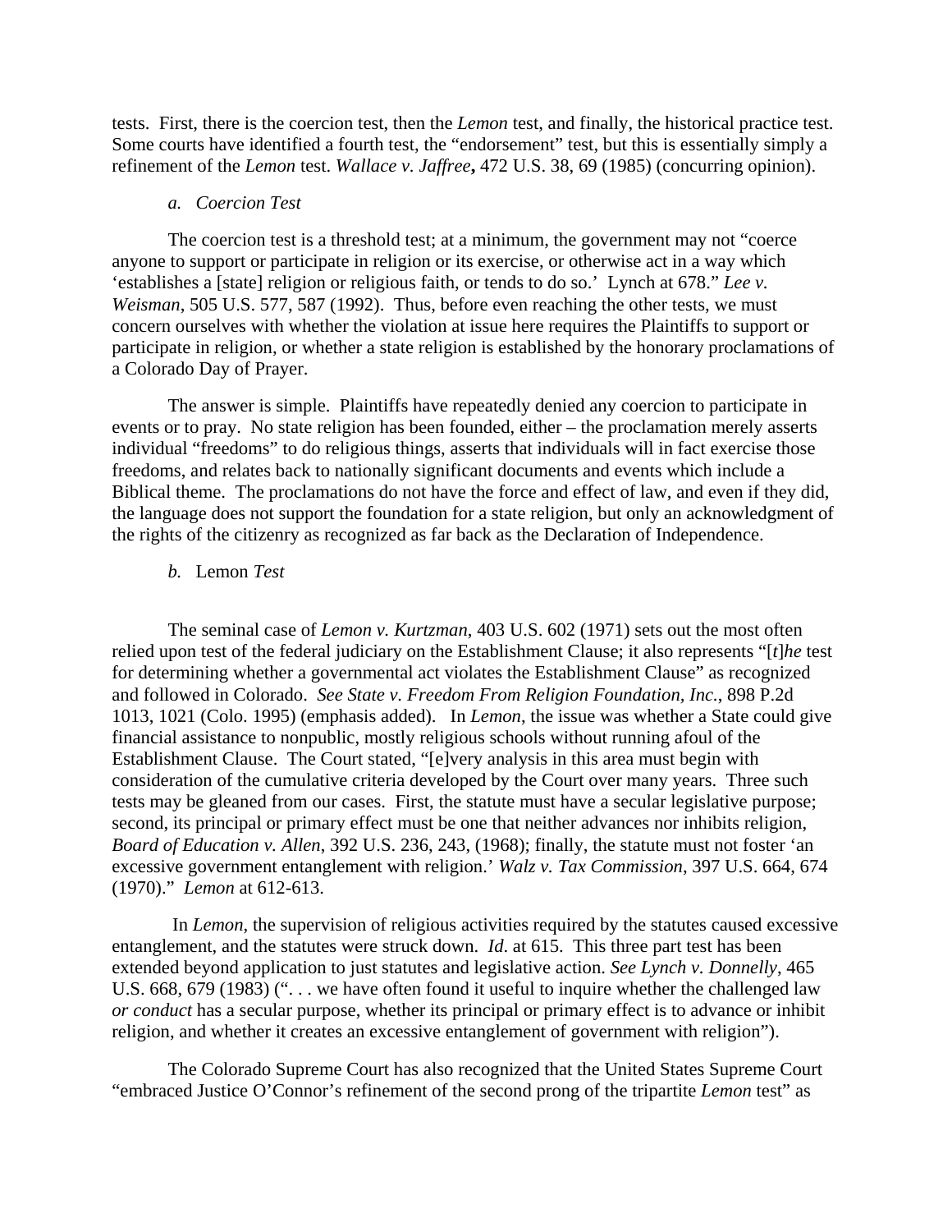tests. First, there is the coercion test, then the *Lemon* test, and finally, the historical practice test. Some courts have identified a fourth test, the "endorsement" test, but this is essentially simply a refinement of the *Lemon* test. *Wallace v. Jaffree***,** 472 U.S. 38, 69 (1985) (concurring opinion).

*a. Coercion Test*

The coercion test is a threshold test; at a minimum, the government may not "coerce anyone to support or participate in religion or its exercise, or otherwise act in a way which 'establishes a [state] religion or religious faith, or tends to do so.' Lynch at 678." *Lee v. Weisman*, 505 U.S. 577, 587 (1992). Thus, before even reaching the other tests, we must concern ourselves with whether the violation at issue here requires the Plaintiffs to support or participate in religion, or whether a state religion is established by the honorary proclamations of a Colorado Day of Prayer.

The answer is simple. Plaintiffs have repeatedly denied any coercion to participate in events or to pray. No state religion has been founded, either – the proclamation merely asserts individual "freedoms" to do religious things, asserts that individuals will in fact exercise those freedoms, and relates back to nationally significant documents and events which include a Biblical theme. The proclamations do not have the force and effect of law, and even if they did, the language does not support the foundation for a state religion, but only an acknowledgment of the rights of the citizenry as recognized as far back as the Declaration of Independence.

*b.* Lemon *Test*

The seminal case of *Lemon v. Kurtzman*, 403 U.S. 602 (1971) sets out the most often relied upon test of the federal judiciary on the Establishment Clause; it also represents "[*t*]*he* test for determining whether a governmental act violates the Establishment Clause" as recognized and followed in Colorado. *See State v. Freedom From Religion Foundation, Inc.*, 898 P.2d 1013, 1021 (Colo. 1995) (emphasis added). In *Lemon,* the issue was whether a State could give financial assistance to nonpublic, mostly religious schools without running afoul of the Establishment Clause. The Court stated, "[e]very analysis in this area must begin with consideration of the cumulative criteria developed by the Court over many years. Three such tests may be gleaned from our cases. First, the statute must have a secular legislative purpose; second, its principal or primary effect must be one that neither advances nor inhibits religion, *Board of Education v. Allen*, 392 U.S. 236, 243, (1968); finally, the statute must not foster 'an excessive government entanglement with religion.' *Walz v. Tax Commission*, 397 U.S. 664, 674 (1970)." *Lemon* at 612-613.

In *Lemon*, the supervision of religious activities required by the statutes caused excessive entanglement, and the statutes were struck down. *Id*. at 615. This three part test has been extended beyond application to just statutes and legislative action. *See Lynch v. Donnelly*, 465 U.S. 668, 679 (1983) (". . . we have often found it useful to inquire whether the challenged law *or conduct* has a secular purpose, whether its principal or primary effect is to advance or inhibit religion, and whether it creates an excessive entanglement of government with religion").

The Colorado Supreme Court has also recognized that the United States Supreme Court "embraced Justice O'Connor's refinement of the second prong of the tripartite *Lemon* test" as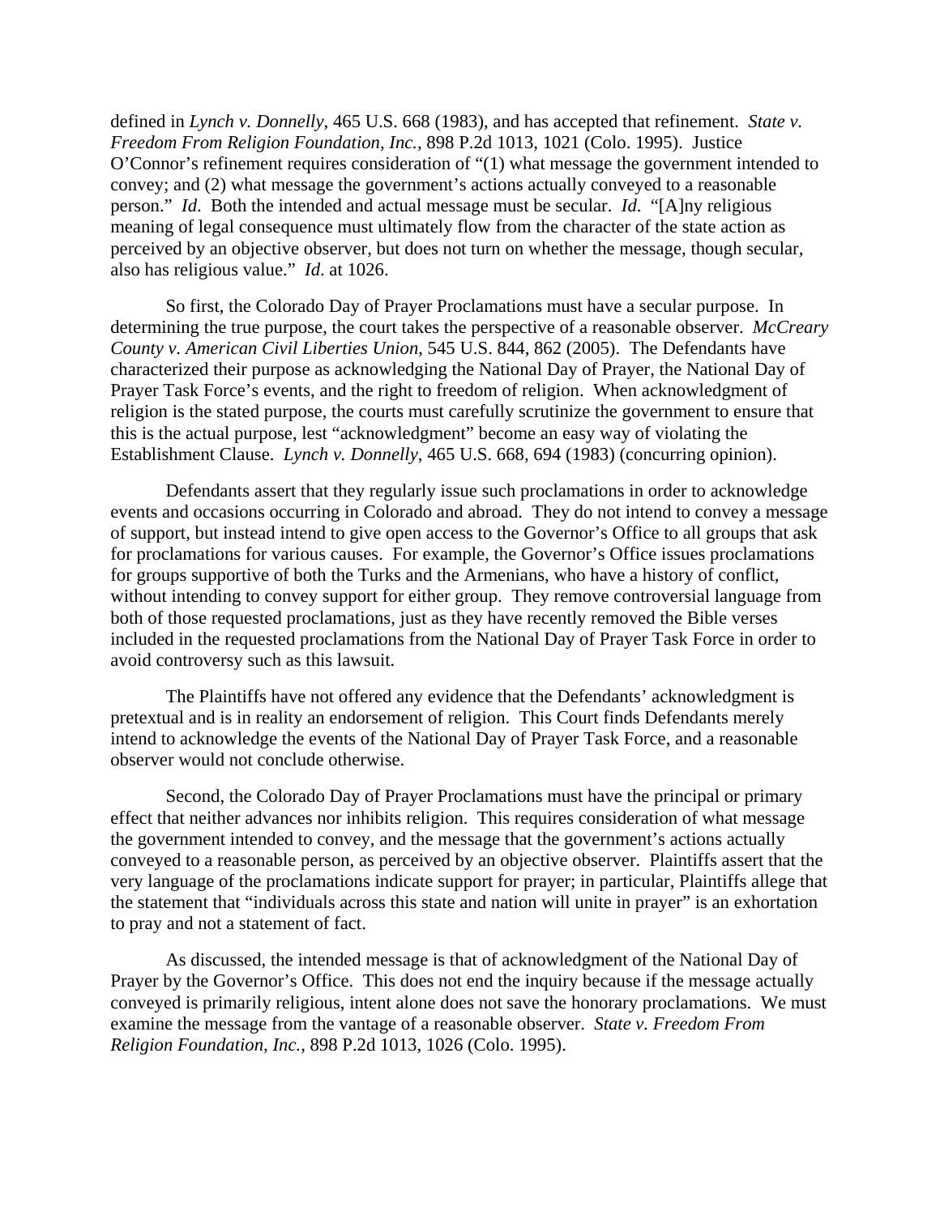defined in *Lynch v. Donnelly*, 465 U.S. 668 (1983), and has accepted that refinement. *State v. Freedom From Religion Foundation, Inc.*, 898 P.2d 1013, 1021 (Colo. 1995). Justice O'Connor's refinement requires consideration of "(1) what message the government intended to convey; and (2) what message the government's actions actually conveyed to a reasonable person." *Id*. Both the intended and actual message must be secular. *Id*. "[A]ny religious meaning of legal consequence must ultimately flow from the character of the state action as perceived by an objective observer, but does not turn on whether the message, though secular, also has religious value." *Id*. at 1026.

So first, the Colorado Day of Prayer Proclamations must have a secular purpose. In determining the true purpose, the court takes the perspective of a reasonable observer. *McCreary County v. American Civil Liberties Union*, 545 U.S. 844, 862 (2005). The Defendants have characterized their purpose as acknowledging the National Day of Prayer, the National Day of Prayer Task Force's events, and the right to freedom of religion. When acknowledgment of religion is the stated purpose, the courts must carefully scrutinize the government to ensure that this is the actual purpose, lest "acknowledgment" become an easy way of violating the Establishment Clause. *Lynch v. Donnelly*, 465 U.S. 668, 694 (1983) (concurring opinion).

Defendants assert that they regularly issue such proclamations in order to acknowledge events and occasions occurring in Colorado and abroad. They do not intend to convey a message of support, but instead intend to give open access to the Governor's Office to all groups that ask for proclamations for various causes. For example, the Governor's Office issues proclamations for groups supportive of both the Turks and the Armenians, who have a history of conflict, without intending to convey support for either group. They remove controversial language from both of those requested proclamations, just as they have recently removed the Bible verses included in the requested proclamations from the National Day of Prayer Task Force in order to avoid controversy such as this lawsuit.

The Plaintiffs have not offered any evidence that the Defendants' acknowledgment is pretextual and is in reality an endorsement of religion. This Court finds Defendants merely intend to acknowledge the events of the National Day of Prayer Task Force, and a reasonable observer would not conclude otherwise.

Second, the Colorado Day of Prayer Proclamations must have the principal or primary effect that neither advances nor inhibits religion. This requires consideration of what message the government intended to convey, and the message that the government's actions actually conveyed to a reasonable person, as perceived by an objective observer. Plaintiffs assert that the very language of the proclamations indicate support for prayer; in particular, Plaintiffs allege that the statement that "individuals across this state and nation will unite in prayer" is an exhortation to pray and not a statement of fact.

As discussed, the intended message is that of acknowledgment of the National Day of Prayer by the Governor's Office. This does not end the inquiry because if the message actually conveyed is primarily religious, intent alone does not save the honorary proclamations. We must examine the message from the vantage of a reasonable observer. *State v. Freedom From Religion Foundation, Inc.*, 898 P.2d 1013, 1026 (Colo. 1995).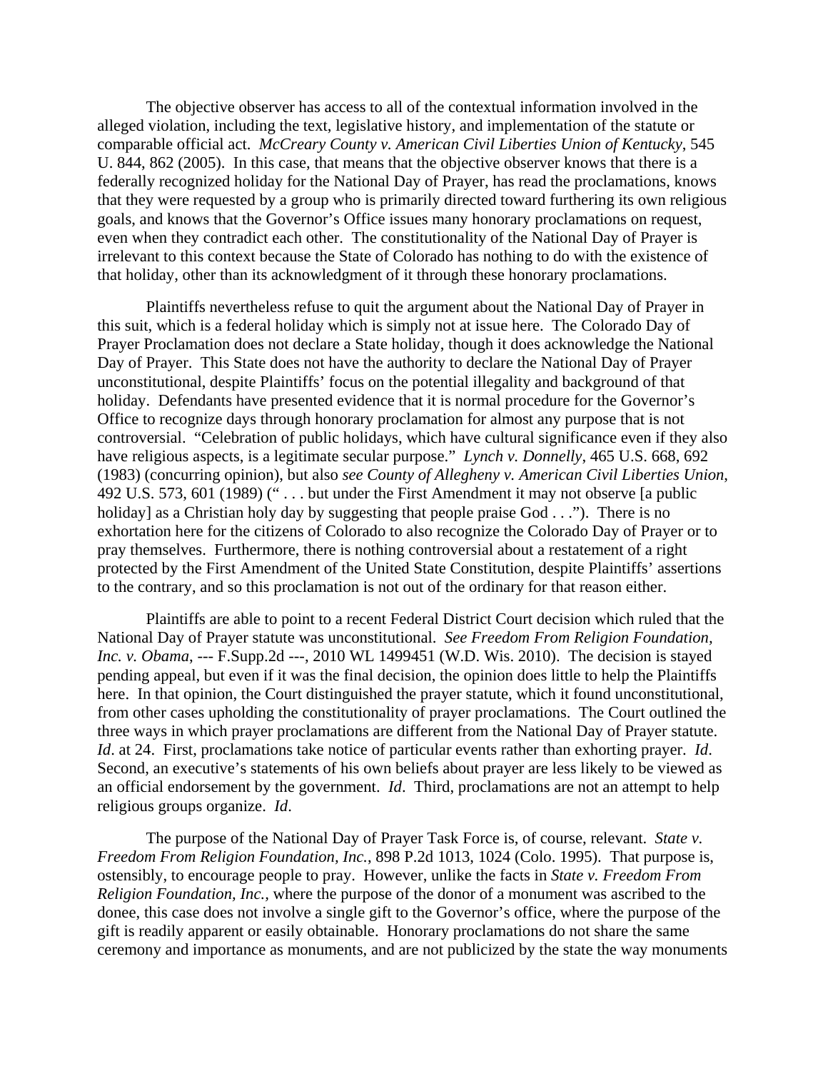The objective observer has access to all of the contextual information involved in the alleged violation, including the text, legislative history, and implementation of the statute or comparable official act. *McCreary County v. American Civil Liberties Union of Kentucky*, 545 U. 844, 862 (2005). In this case, that means that the objective observer knows that there is a federally recognized holiday for the National Day of Prayer, has read the proclamations, knows that they were requested by a group who is primarily directed toward furthering its own religious goals, and knows that the Governor's Office issues many honorary proclamations on request, even when they contradict each other. The constitutionality of the National Day of Prayer is irrelevant to this context because the State of Colorado has nothing to do with the existence of that holiday, other than its acknowledgment of it through these honorary proclamations.

Plaintiffs nevertheless refuse to quit the argument about the National Day of Prayer in this suit, which is a federal holiday which is simply not at issue here. The Colorado Day of Prayer Proclamation does not declare a State holiday, though it does acknowledge the National Day of Prayer. This State does not have the authority to declare the National Day of Prayer unconstitutional, despite Plaintiffs' focus on the potential illegality and background of that holiday. Defendants have presented evidence that it is normal procedure for the Governor's Office to recognize days through honorary proclamation for almost any purpose that is not controversial. "Celebration of public holidays, which have cultural significance even if they also have religious aspects, is a legitimate secular purpose." *Lynch v. Donnelly*, 465 U.S. 668, 692 (1983) (concurring opinion), but also *see County of Allegheny v. American Civil Liberties Union*, 492 U.S. 573, 601 (1989) (" . . . but under the First Amendment it may not observe [a public holiday] as a Christian holy day by suggesting that people praise God . . ."). There is no exhortation here for the citizens of Colorado to also recognize the Colorado Day of Prayer or to pray themselves. Furthermore, there is nothing controversial about a restatement of a right protected by the First Amendment of the United State Constitution, despite Plaintiffs' assertions to the contrary, and so this proclamation is not out of the ordinary for that reason either.

Plaintiffs are able to point to a recent Federal District Court decision which ruled that the National Day of Prayer statute was unconstitutional. *See Freedom From Religion Foundation, Inc. v. Obama*, --- F.Supp.2d ---, 2010 WL 1499451 (W.D. Wis. 2010). The decision is stayed pending appeal, but even if it was the final decision, the opinion does little to help the Plaintiffs here. In that opinion, the Court distinguished the prayer statute, which it found unconstitutional, from other cases upholding the constitutionality of prayer proclamations. The Court outlined the three ways in which prayer proclamations are different from the National Day of Prayer statute. *Id*. at 24. First, proclamations take notice of particular events rather than exhorting prayer. *Id*. Second, an executive's statements of his own beliefs about prayer are less likely to be viewed as an official endorsement by the government. *Id*. Third, proclamations are not an attempt to help religious groups organize. *Id*.

The purpose of the National Day of Prayer Task Force is, of course, relevant. *State v. Freedom From Religion Foundation, Inc.*, 898 P.2d 1013, 1024 (Colo. 1995). That purpose is, ostensibly, to encourage people to pray. However, unlike the facts in *State v. Freedom From Religion Foundation, Inc.*, where the purpose of the donor of a monument was ascribed to the donee, this case does not involve a single gift to the Governor's office, where the purpose of the gift is readily apparent or easily obtainable. Honorary proclamations do not share the same ceremony and importance as monuments, and are not publicized by the state the way monuments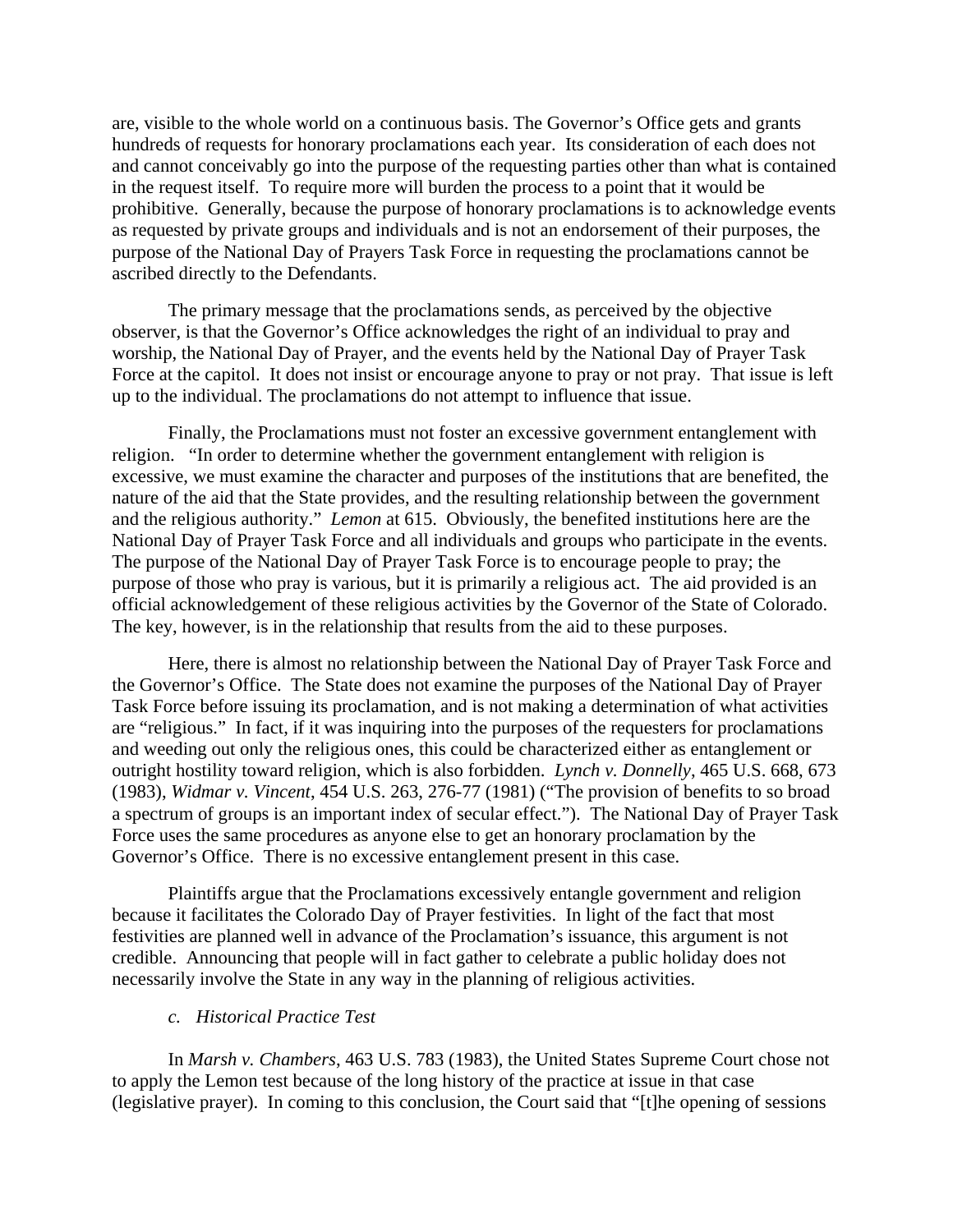are, visible to the whole world on a continuous basis. The Governor's Office gets and grants hundreds of requests for honorary proclamations each year. Its consideration of each does not and cannot conceivably go into the purpose of the requesting parties other than what is contained in the request itself. To require more will burden the process to a point that it would be prohibitive. Generally, because the purpose of honorary proclamations is to acknowledge events as requested by private groups and individuals and is not an endorsement of their purposes, the purpose of the National Day of Prayers Task Force in requesting the proclamations cannot be ascribed directly to the Defendants.

The primary message that the proclamations sends, as perceived by the objective observer, is that the Governor's Office acknowledges the right of an individual to pray and worship, the National Day of Prayer, and the events held by the National Day of Prayer Task Force at the capitol. It does not insist or encourage anyone to pray or not pray. That issue is left up to the individual. The proclamations do not attempt to influence that issue.

Finally, the Proclamations must not foster an excessive government entanglement with religion. "In order to determine whether the government entanglement with religion is excessive, we must examine the character and purposes of the institutions that are benefited, the nature of the aid that the State provides, and the resulting relationship between the government and the religious authority." *Lemon* at 615. Obviously, the benefited institutions here are the National Day of Prayer Task Force and all individuals and groups who participate in the events. The purpose of the National Day of Prayer Task Force is to encourage people to pray; the purpose of those who pray is various, but it is primarily a religious act. The aid provided is an official acknowledgement of these religious activities by the Governor of the State of Colorado. The key, however, is in the relationship that results from the aid to these purposes.

Here, there is almost no relationship between the National Day of Prayer Task Force and the Governor's Office. The State does not examine the purposes of the National Day of Prayer Task Force before issuing its proclamation, and is not making a determination of what activities are "religious." In fact, if it was inquiring into the purposes of the requesters for proclamations and weeding out only the religious ones, this could be characterized either as entanglement or outright hostility toward religion, which is also forbidden. *Lynch v. Donnelly*, 465 U.S. 668, 673 (1983), *Widmar v. Vincent*, 454 U.S. 263, 276-77 (1981) ("The provision of benefits to so broad a spectrum of groups is an important index of secular effect."). The National Day of Prayer Task Force uses the same procedures as anyone else to get an honorary proclamation by the Governor's Office. There is no excessive entanglement present in this case.

Plaintiffs argue that the Proclamations excessively entangle government and religion because it facilitates the Colorado Day of Prayer festivities. In light of the fact that most festivities are planned well in advance of the Proclamation's issuance, this argument is not credible. Announcing that people will in fact gather to celebrate a public holiday does not necessarily involve the State in any way in the planning of religious activities.

*c. Historical Practice Test*

In *Marsh v. Chambers*, 463 U.S. 783 (1983), the United States Supreme Court chose not to apply the Lemon test because of the long history of the practice at issue in that case (legislative prayer). In coming to this conclusion, the Court said that "[t]he opening of sessions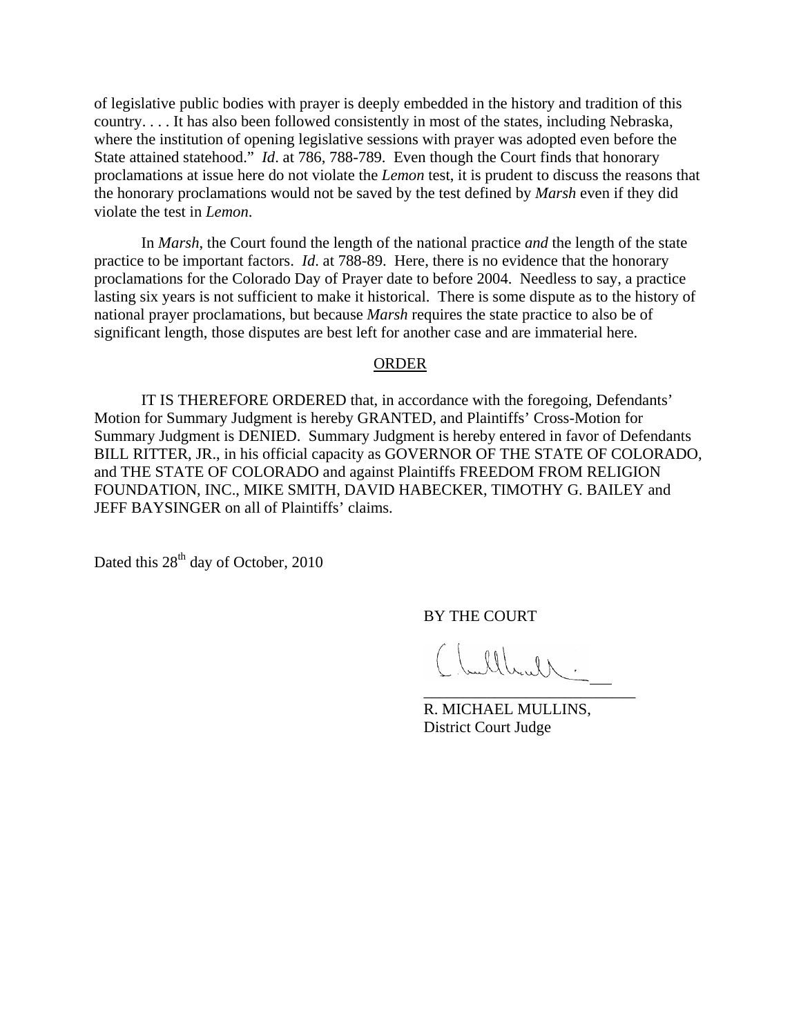of legislative public bodies with prayer is deeply embedded in the history and tradition of this country. . . . It has also been followed consistently in most of the states, including Nebraska, where the institution of opening legislative sessions with prayer was adopted even before the State attained statehood." *Id*. at 786, 788-789. Even though the Court finds that honorary proclamations at issue here do not violate the *Lemon* test, it is prudent to discuss the reasons that the honorary proclamations would not be saved by the test defined by *Marsh* even if they did violate the test in *Lemon*.

In *Marsh*, the Court found the length of the national practice *and* the length of the state practice to be important factors. *Id*. at 788-89. Here, there is no evidence that the honorary proclamations for the Colorado Day of Prayer date to before 2004. Needless to say, a practice lasting six years is not sufficient to make it historical. There is some dispute as to the history of national prayer proclamations, but because *Marsh* requires the state practice to also be of significant length, those disputes are best left for another case and are immaterial here.

## ORDER

IT IS THEREFORE ORDERED that, in accordance with the foregoing, Defendants' Motion for Summary Judgment is hereby GRANTED, and Plaintiffs' Cross-Motion for Summary Judgment is DENIED. Summary Judgment is hereby entered in favor of Defendants BILL RITTER, JR., in his official capacity as GOVERNOR OF THE STATE OF COLORADO, and THE STATE OF COLORADO and against Plaintiffs FREEDOM FROM RELIGION FOUNDATION, INC., MIKE SMITH, DAVID HABECKER, TIMOTHY G. BAILEY and JEFF BAYSINGER on all of Plaintiffs' claims.

Dated this 28th day of October, 2010

BY THE COURT

\_\_\_\_\_\_\_\_\_\_\_\_\_\_\_\_\_\_\_\_\_\_\_\_\_\_

R. MICHAEL MULLINS,
District Court Judge